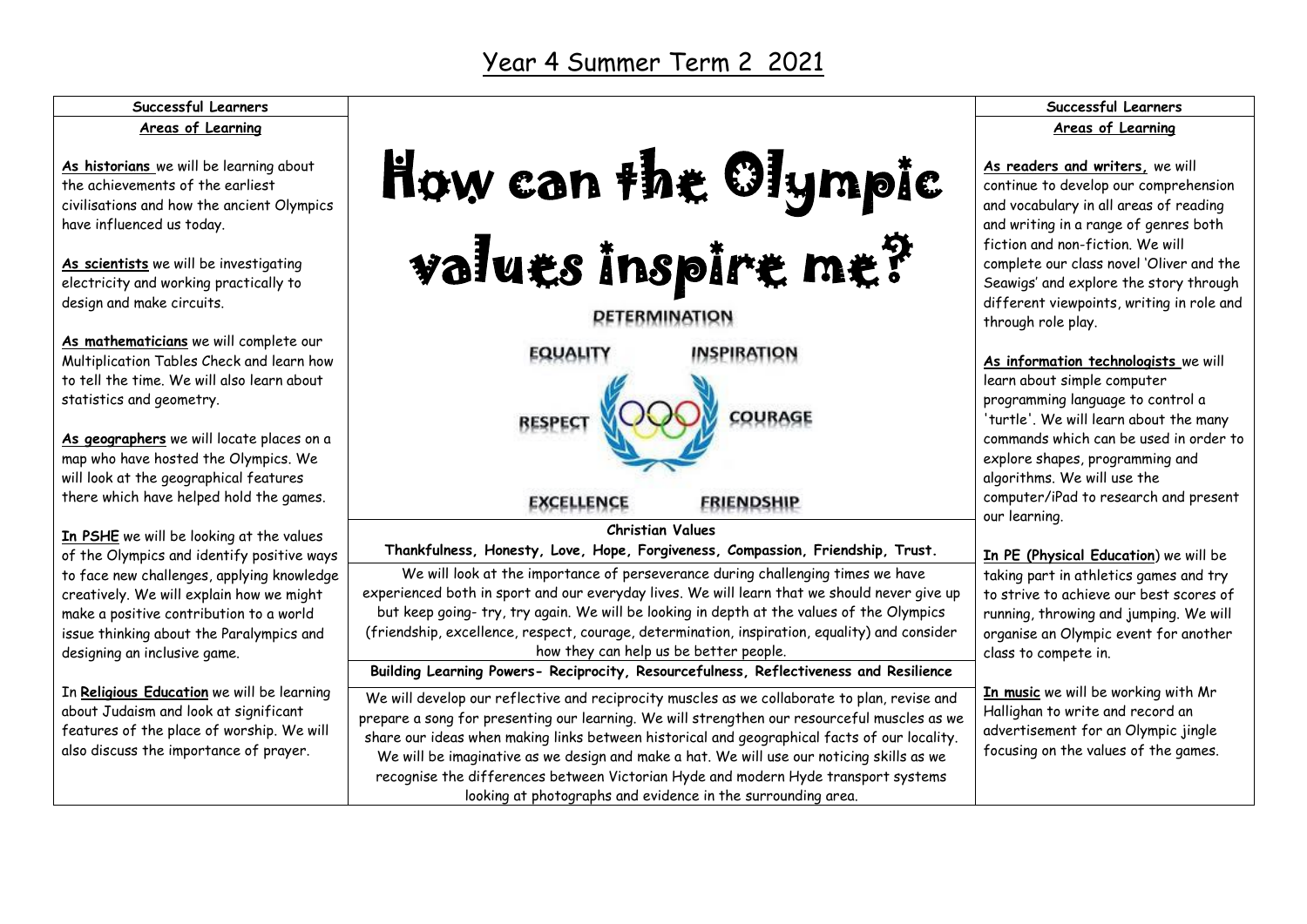# Year 4 Summer Term 2 2021

## Successful Learners

### Areas of Learning

**As historians** we will be learning about the achievements of the earliest civilisations and how the ancient Olympics have influenced us today.

**As scientists** we will be investigating electricity and working practically to design and make circuits.

**As mathematicians** we will complete our Multiplication Tables Check and learn how to tell the time. We will also learn about statistics and geometry.

**As geographers** we will locate places on a map who have hosted the Olympics. We will look at the geographical features there which have helped hold the games.

**In PSHE** we will be looking at the values of the Olympics and identify positive ways to face new challenges, applying knowledge creatively. We will explain how we might make a positive contribution to a world issue thinking about the Paralympics and designing an inclusive game.

In **Religious Education** we will be learning about Judaism and look at significant features of the place of worship. We will also discuss the importance of prayer.

# How can the Olympic values inspire me?

DETERMINATION

EQUALITY INSPIRATION

RESPECT COURAGE

EXCELLENCE FRIENDSHIP

**Christian Values**

**Thankfulness, Honesty, Love, Hope, Forgiveness, Compassion, Friendship, Trust.**

We will look at the importance of perseverance during challenging times we have experienced both in sport and our everyday lives. We will learn that we should never give up but keep going- try, try again. We will be looking in depth at the values of the Olympics (friendship, excellence, respect, courage, determination, inspiration, equality) and consider how they can help us be better people.

**Building Learning Powers- Reciprocity, Resourcefulness, Reflectiveness and Resilience**

We will develop our reflective and reciprocity muscles as we collaborate to plan, revise and prepare a song for presenting our learning. We will strengthen our resourceful muscles as we share our ideas when making links between historical and geographical facts of our locality. We will be imaginative as we design and make a hat. We will use our noticing skills as we recognise the differences between Victorian Hyde and modern Hyde transport systems looking at photographs and evidence in the surrounding area.

## Successful Learners

### Areas of Learning

**As readers and writers,** we will continue to develop our comprehension and vocabulary in all areas of reading and writing in a range of genres both fiction and non-fiction. We will complete our class novel 'Oliver and the Seawigs' and explore the story through different viewpoints, writing in role and through role play.

**As information technologists** we will learn about simple computer programming language to control a 'turtle'. We will learn about the many commands which can be used in order to explore shapes, programming and algorithms. We will use the computer/iPad to research and present our learning.

**In PE (Physical Education**) we will be taking part in athletics games and try to strive to achieve our best scores of running, throwing and jumping. We will organise an Olympic event for another class to compete in.

**In music** we will be working with Mr Hallighan to write and record an advertisement for an Olympic jingle focusing on the values of the games.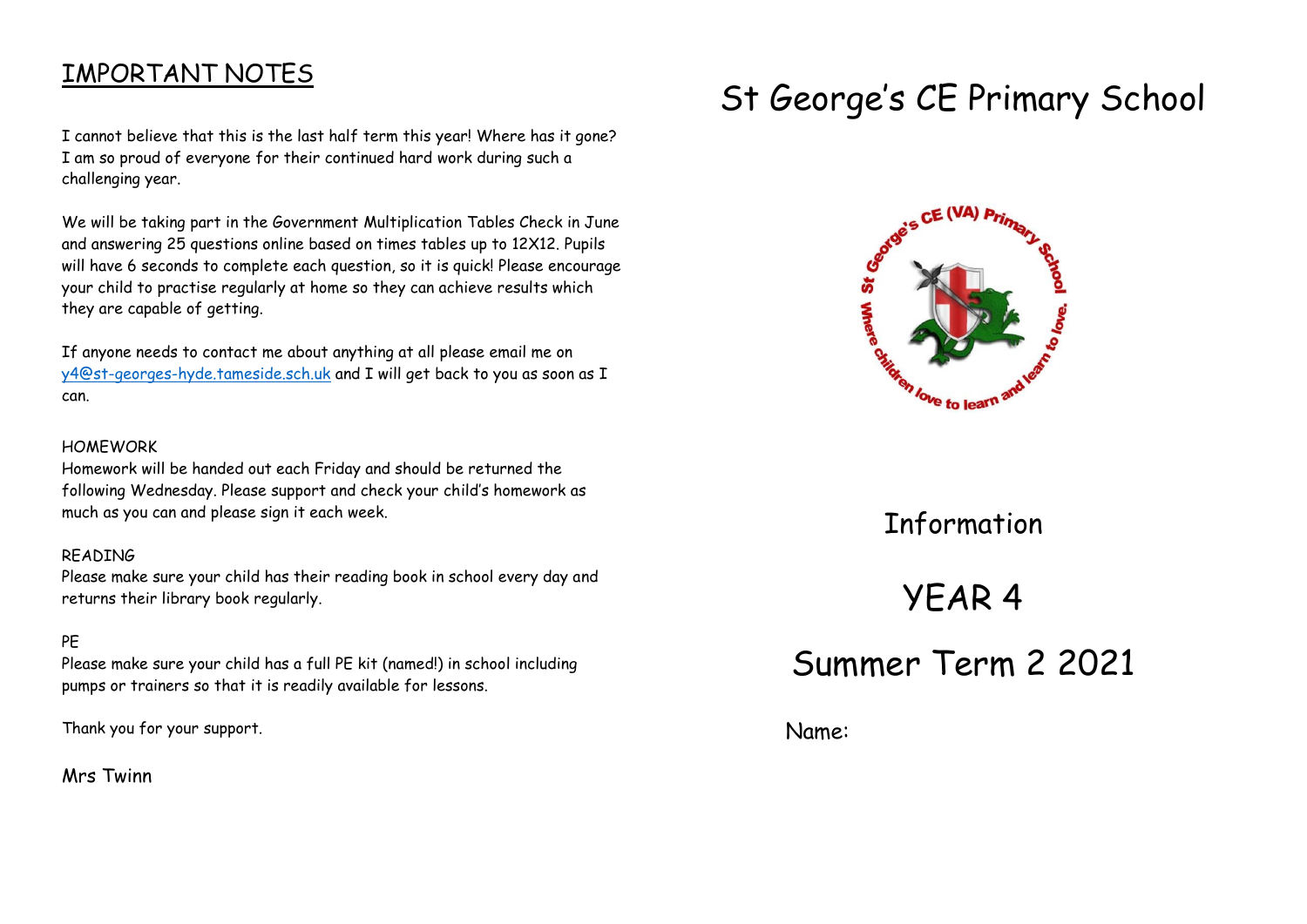## IMPORTANT NOTES

I cannot believe that this is the last half term this year! Where has it gone? I am so proud of everyone for their continued hard work during such a challenging year.

We will be taking part in the Government Multiplication Tables Check in June and answering 25 questions online based on times tables up to 12X12. Pupils will have 6 seconds to complete each question, so it is quick! Please encourage your child to practise regularly at home so they can achieve results which they are capable of getting.

If anyone needs to contact me about anything at all please email me on y4@st-georges-hyde.tameside.sch.uk and I will get back to you as soon as I can.

HOMEWORK

Homework will be handed out each Friday and should be returned the following Wednesday. Please support and check your child's homework as much as you can and please sign it each week.

READING

Please make sure your child has their reading book in school every day and returns their library book regularly.

PE

Please make sure your child has a full PE kit (named!) in school including pumps or trainers so that it is readily available for lessons.

Thank you for your support.

Mrs Twinn

# St George's CE Primary School

St George's CE (VA) Primary School

Where children love to learn and learn to love.

## Information

## YEAR 4

## Summer Term 2 2021

Name: